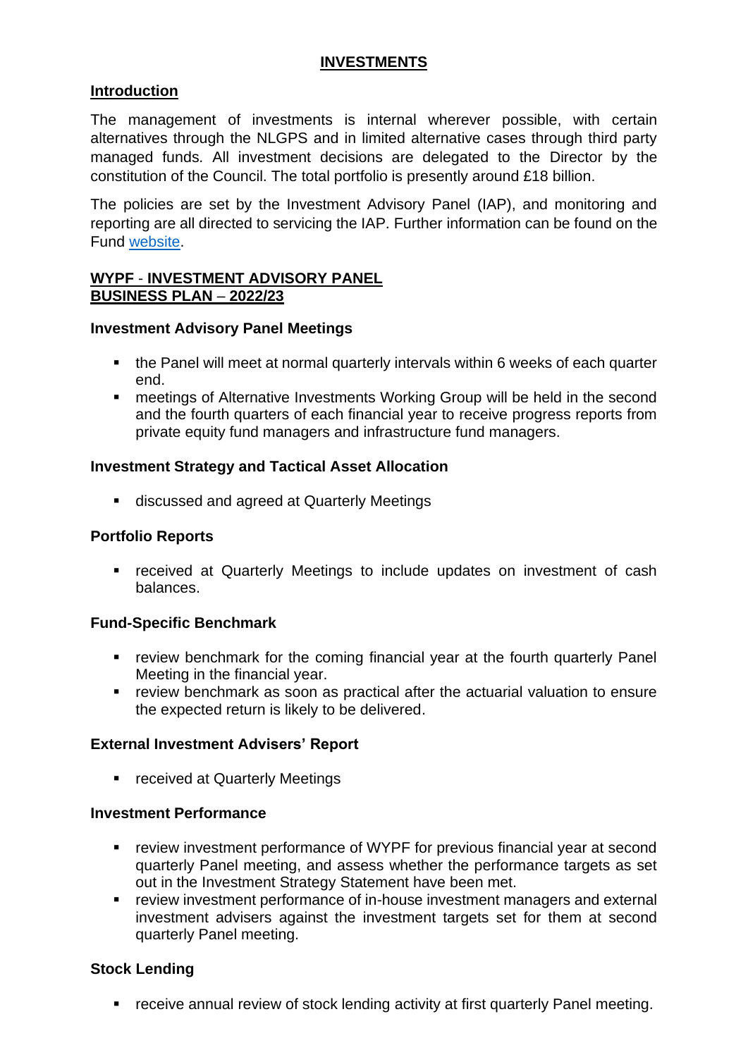# INVESTMENTS

## Introduction

The management of investments is internal wherever possible, with certain alternatives through the NLGPS and in limited alternative cases through third party managed funds. All investment decisions are delegated to the Director by the constitution of the Council. The total portfolio is presently around £18 billion.

The policies are set by the Investment Advisory Panel (IAP), and monitoring and reporting are all directed to servicing the IAP. Further information can be found on the Fund [website](website).

## WYPF - INVESTMENT ADVISORY PANEL BUSINESS PLAN – 2022/23

### Investment Advisory Panel Meetings

- the Panel will meet at normal quarterly intervals within 6 weeks of each quarter end.
- meetings of Alternative Investments Working Group will be held in the second and the fourth quarters of each financial year to receive progress reports from private equity fund managers and infrastructure fund managers.

### Investment Strategy and Tactical Asset Allocation

- discussed and agreed at Quarterly Meetings

### Portfolio Reports

- received at Quarterly Meetings to include updates on investment of cash balances.

### Fund-Specific Benchmark

- review benchmark for the coming financial year at the fourth quarterly Panel Meeting in the financial year.
- review benchmark as soon as practical after the actuarial valuation to ensure the expected return is likely to be delivered.

### External Investment Advisers' Report

- received at Quarterly Meetings

### Investment Performance

- review investment performance of WYPF for previous financial year at second quarterly Panel meeting, and assess whether the performance targets as set out in the Investment Strategy Statement have been met.
- review investment performance of in-house investment managers and external investment advisers against the investment targets set for them at second quarterly Panel meeting.

### Stock Lending

- receive annual review of stock lending activity at first quarterly Panel meeting.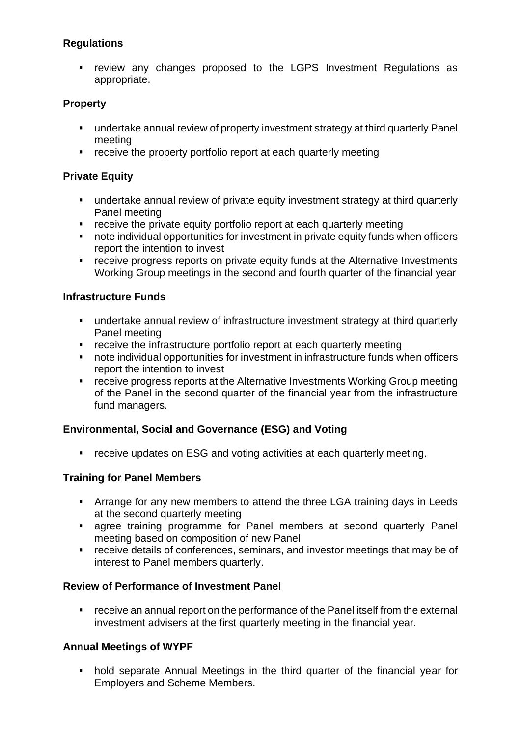**Regulations**

- review any changes proposed to the LGPS Investment Regulations as appropriate.

**Property**

- undertake annual review of property investment strategy at third quarterly Panel meeting
- receive the property portfolio report at each quarterly meeting

**Private Equity**

- undertake annual review of private equity investment strategy at third quarterly Panel meeting
- receive the private equity portfolio report at each quarterly meeting
- note individual opportunities for investment in private equity funds when officers report the intention to invest
- receive progress reports on private equity funds at the Alternative Investments Working Group meetings in the second and fourth quarter of the financial year

**Infrastructure Funds**

- undertake annual review of infrastructure investment strategy at third quarterly Panel meeting
- receive the infrastructure portfolio report at each quarterly meeting
- note individual opportunities for investment in infrastructure funds when officers report the intention to invest
- receive progress reports at the Alternative Investments Working Group meeting of the Panel in the second quarter of the financial year from the infrastructure fund managers.

**Environmental, Social and Governance (ESG) and Voting**

- receive updates on ESG and voting activities at each quarterly meeting.

**Training for Panel Members**

- Arrange for any new members to attend the three LGA training days in Leeds at the second quarterly meeting
- agree training programme for Panel members at second quarterly Panel meeting based on composition of new Panel
- receive details of conferences, seminars, and investor meetings that may be of interest to Panel members quarterly.

**Review of Performance of Investment Panel**

- receive an annual report on the performance of the Panel itself from the external investment advisers at the first quarterly meeting in the financial year.

**Annual Meetings of WYPF**

- hold separate Annual Meetings in the third quarter of the financial year for Employers and Scheme Members.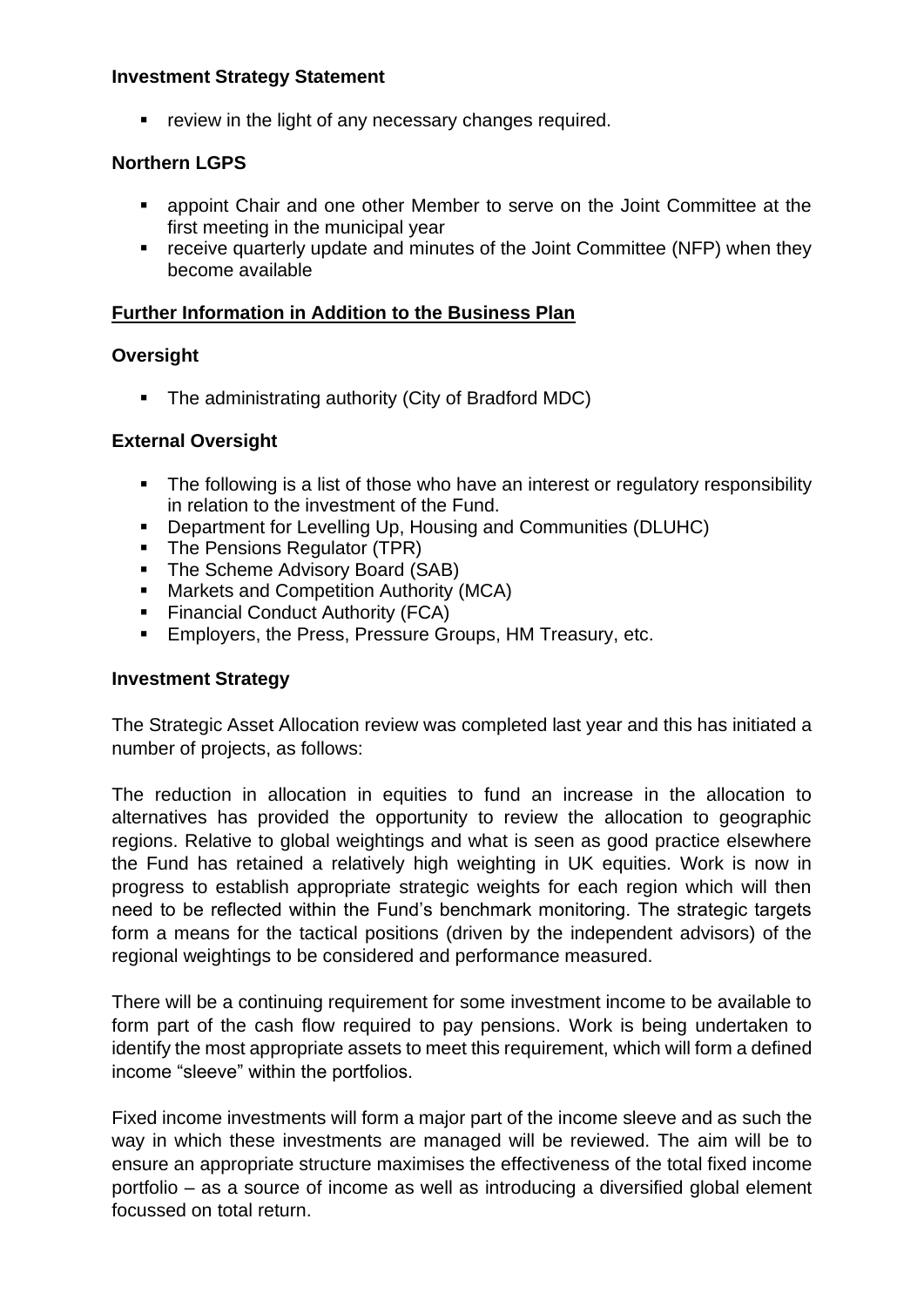**Investment Strategy Statement**

- review in the light of any necessary changes required.

**Northern LGPS**

- appoint Chair and one other Member to serve on the Joint Committee at the first meeting in the municipal year
- receive quarterly update and minutes of the Joint Committee (NFP) when they become available

**Further Information in Addition to the Business Plan**

**Oversight**

- The administrating authority (City of Bradford MDC)

**External Oversight**

- The following is a list of those who have an interest or regulatory responsibility in relation to the investment of the Fund.
- Department for Levelling Up, Housing and Communities (DLUHC)
- The Pensions Regulator (TPR)
- The Scheme Advisory Board (SAB)
- Markets and Competition Authority (MCA)
- Financial Conduct Authority (FCA)
- Employers, the Press, Pressure Groups, HM Treasury, etc.

**Investment Strategy**

The Strategic Asset Allocation review was completed last year and this has initiated a number of projects, as follows:

The reduction in allocation in equities to fund an increase in the allocation to alternatives has provided the opportunity to review the allocation to geographic regions. Relative to global weightings and what is seen as good practice elsewhere the Fund has retained a relatively high weighting in UK equities. Work is now in progress to establish appropriate strategic weights for each region which will then need to be reflected within the Fund's benchmark monitoring. The strategic targets form a means for the tactical positions (driven by the independent advisors) of the regional weightings to be considered and performance measured.

There will be a continuing requirement for some investment income to be available to form part of the cash flow required to pay pensions. Work is being undertaken to identify the most appropriate assets to meet this requirement, which will form a defined income "sleeve" within the portfolios.

Fixed income investments will form a major part of the income sleeve and as such the way in which these investments are managed will be reviewed. The aim will be to ensure an appropriate structure maximises the effectiveness of the total fixed income portfolio – as a source of income as well as introducing a diversified global element focussed on total return.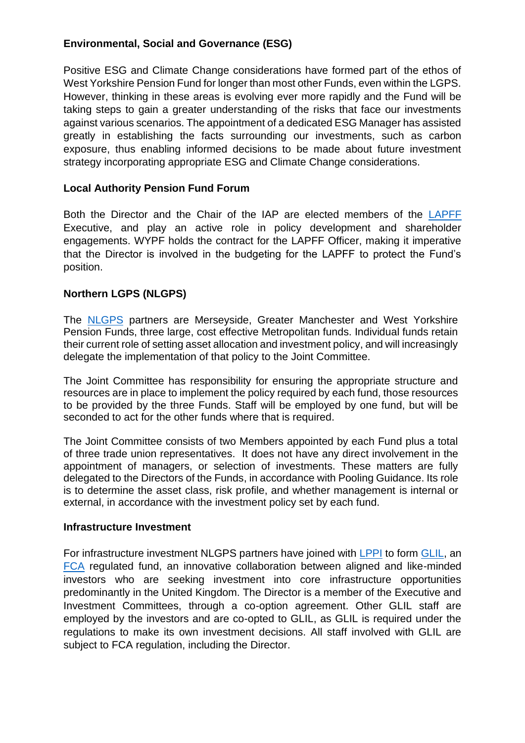**Environmental, Social and Governance (ESG)**

Positive ESG and Climate Change considerations have formed part of the ethos of West Yorkshire Pension Fund for longer than most other Funds, even within the LGPS. However, thinking in these areas is evolving ever more rapidly and the Fund will be taking steps to gain a greater understanding of the risks that face our investments against various scenarios. The appointment of a dedicated ESG Manager has assisted greatly in establishing the facts surrounding our investments, such as carbon exposure, thus enabling informed decisions to be made about future investment strategy incorporating appropriate ESG and Climate Change considerations.

**Local Authority Pension Fund Forum**

Both the Director and the Chair of the IAP are elected members of the LAPFF Executive, and play an active role in policy development and shareholder engagements. WYPF holds the contract for the LAPFF Officer, making it imperative that the Director is involved in the budgeting for the LAPFF to protect the Fund's position.

**Northern LGPS (NLGPS)**

The NLGPS partners are Merseyside, Greater Manchester and West Yorkshire Pension Funds, three large, cost effective Metropolitan funds. Individual funds retain their current role of setting asset allocation and investment policy, and will increasingly delegate the implementation of that policy to the Joint Committee.

The Joint Committee has responsibility for ensuring the appropriate structure and resources are in place to implement the policy required by each fund, those resources to be provided by the three Funds. Staff will be employed by one fund, but will be seconded to act for the other funds where that is required.

The Joint Committee consists of two Members appointed by each Fund plus a total of three trade union representatives. It does not have any direct involvement in the appointment of managers, or selection of investments. These matters are fully delegated to the Directors of the Funds, in accordance with Pooling Guidance. Its role is to determine the asset class, risk profile, and whether management is internal or external, in accordance with the investment policy set by each fund.

**Infrastructure Investment**

For infrastructure investment NLGPS partners have joined with LPPI to form GLIL, an FCA regulated fund, an innovative collaboration between aligned and like-minded investors who are seeking investment into core infrastructure opportunities predominantly in the United Kingdom. The Director is a member of the Executive and Investment Committees, through a co-option agreement. Other GLIL staff are employed by the investors and are co-opted to GLIL, as GLIL is required under the regulations to make its own investment decisions. All staff involved with GLIL are subject to FCA regulation, including the Director.